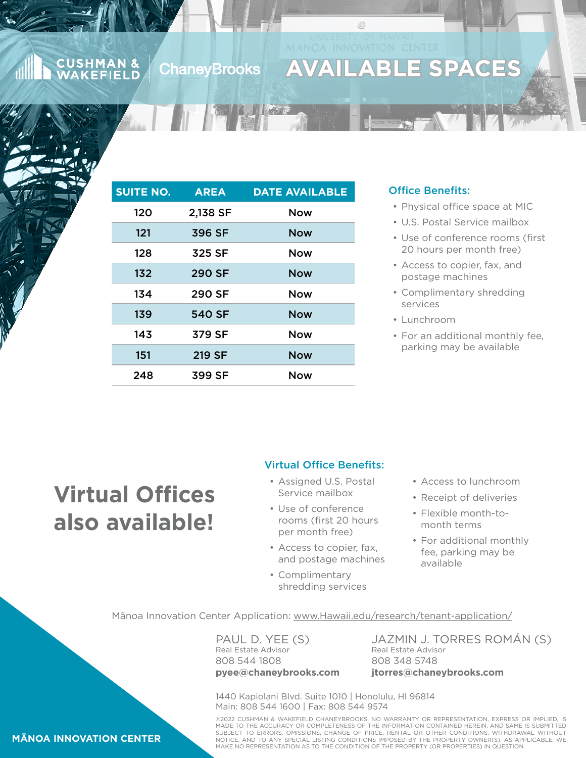CUSHMAN & WAKEFIELD | ChaneyBrooks

# AVAILABLE SPACES

| SUITE NO. | AREA | DATE AVAILABLE |
| --- | --- | --- |
| 120 | 2,138 SF | Now |
| 121 | 396 SF | Now |
| 128 | 325 SF | Now |
| 132 | 290 SF | Now |
| 134 | 290 SF | Now |
| 139 | 540 SF | Now |
| 143 | 379 SF | Now |
| 151 | 219 SF | Now |
| 248 | 399 SF | Now |

### Office Benefits:

- Physical office space at MIC
- U.S. Postal Service mailbox
- Use of conference rooms (first 20 hours per month free)
- Access to copier, fax, and postage machines
- Complimentary shredding services
- Lunchroom
- For an additional monthly fee, parking may be available

## Virtual Offices also available!

### Virtual Office Benefits:

- Assigned U.S. Postal Service mailbox
- Use of conference rooms (first 20 hours per month free)
- Access to copier, fax, and postage machines
- Complimentary shredding services
- Access to lunchroom
- Receipt of deliveries
- Flexible month-to-month terms
- For additional monthly fee, parking may be available

Mānoa Innovation Center Application: www.Hawaii.edu/research/tenant-application/

PAUL D. YEE (S)
Real Estate Advisor
808 544 1808
**pyee@chaneybrooks.com**

JAZMIN J. TORRES ROMÁN (S)
Real Estate Advisor
808 348 5748
**jtorres@chaneybrooks.com**

1440 Kapiolani Blvd. Suite 1010 | Honolulu, HI 96814
Main: 808 544 1600 | Fax: 808 544 9574

©2022 CUSHMAN & WAKEFIELD CHANEYBROOKS. NO WARRANTY OR REPRESENTATION, EXPRESS OR IMPLIED, IS MADE TO THE ACCURACY OR COMPLETENESS OF THE INFORMATION CONTAINED HEREIN, AND SAME IS SUBMITTED SUBJECT TO ERRORS, OMISSIONS, CHANGE OF PRICE, RENTAL OR OTHER CONDITIONS, WITHDRAWAL WITHOUT NOTICE, AND TO ANY SPECIAL LISTING CONDITIONS IMPOSED BY THE PROPERTY OWNER(S). AS APPLICABLE, WE MAKE NO REPRESENTATION AS TO THE CONDITION OF THE PROPERTY (OR PROPERTIES) IN QUESTION.

**MĀNOA INNOVATION CENTER**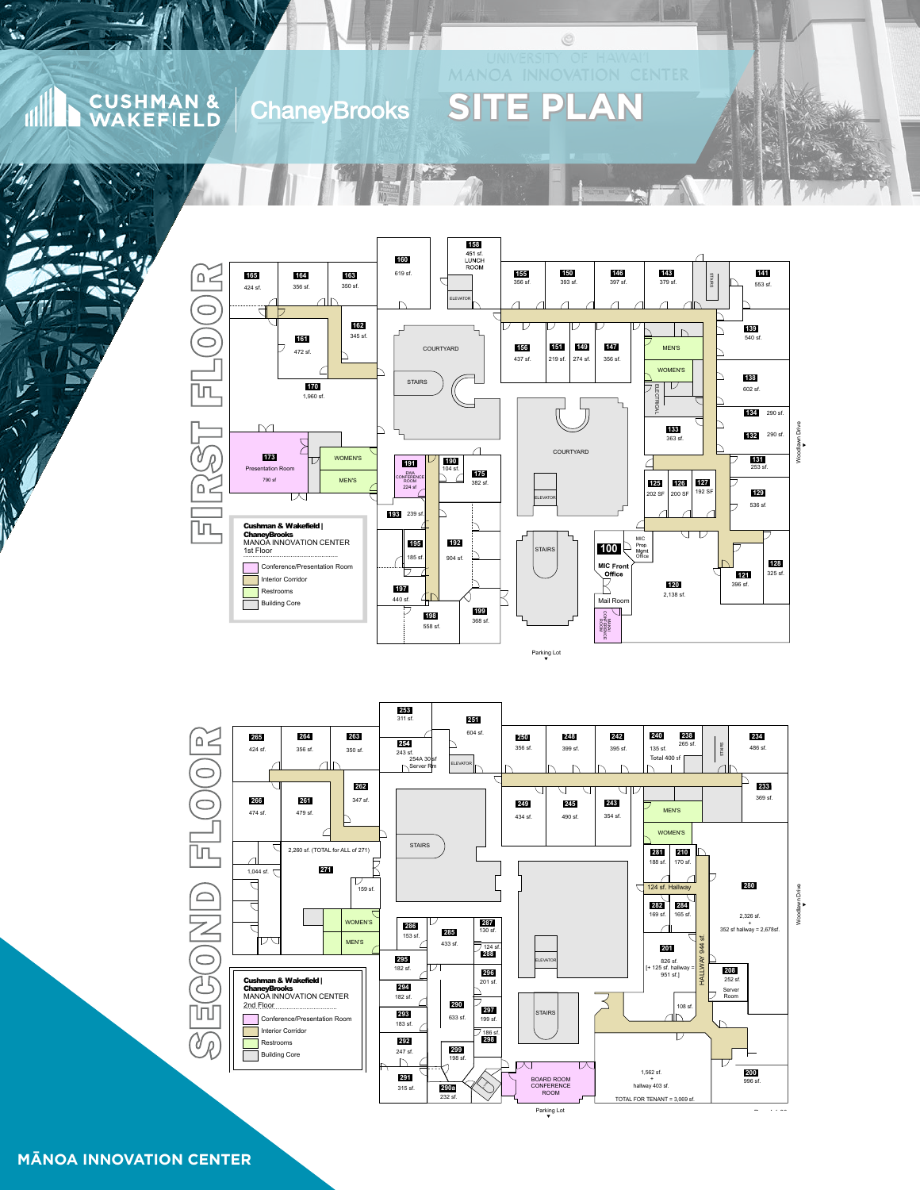CUSHMAN & WAKEFIELD | ChaneyBrooks

# SITE PLAN

## FIRST FLOOR

165 424 sf.
164 356 sf.
163 350 sf.
160 619 sf.
158 451 sf. LUNCH ROOM
ELEVATOR
155 356 sf.
150 393 sf.
146 397 sf.
143 379 sf.
STAIRS
141 553 sf.
161 472 sf.
162 345 sf.
COURTYARD
STAIRS
156 437 sf.
151 219 sf.
149 274 sf.
147 356 sf.
MEN'S
WOMEN'S
139 540 sf.
138 602 sf.
ELECTRICAL
170 1,960 sf.
134 290 sf.
133 363 sf.
132 290 sf.
COURTYARD
173 Presentation Room 790 sf
WOMEN'S
MEN'S
191 EWA CONFERENCE ROOM 224 sf
190 104 sf.
175 382 sf.
ELEVATOR
125 202 SF
126 200 SF
127 192 SF
131 253 sf.
129 536 sf.
193 239 sf.
195 185 sf.
192 904 sf.
STAIRS
100 MIC Front Office
MIC Prop Mgmt Office
121 396 sf.
128 325 sf.
197 440 sf.
120 2,138 sf.
Mail Room
MAKAI CONFERENCE ROOM
198 558 sf.
199 368 sf.
Parking Lot
Woodlawn Drive

**Cushman & Wakefield | ChaneyBrooks**
MANOA INNOVATION CENTER
1st Floor

- Conference/Presentation Room
- Interior Corridor
- Restrooms
- Building Core

## SECOND FLOOR

253 311 sf.
251 604 sf.
265 424 sf.
264 356 sf.
263 350 sf.
254 243 sf.
254A 30 sf Server Rm
ELEVATOR
250 356 sf.
248 399 sf.
242 395 sf.
240 135 sf. Total 400 sf
238 265 sf.
STAIRS
234 486 sf.
266 474 sf.
261 479 sf.
262 347 sf.
249 434 sf.
245 490 sf.
243 354 sf.
MEN'S
WOMEN'S
233 369 sf.
2,280 sf. (TOTAL for ALL of 271)
1,044 sf.
271
159 sf.
STAIRS
281 188 sf.
210 170 sf.
124 sf. Hallway
280
2,326 sf. + 352 sf hallway = 2,678sf.
282 169 sf.
284 165 sf.
WOMEN'S
MEN'S
286 153 sf.
285 433 sf.
287 130 sf.
124 sf. 288
ELEVATOR
201 826 sf. [+ 125 sf. hallway = 951 sf.]
HALLWAY 944 sf.
208 252 sf. Server Room
295 182 sf.
296 201 sf.
294 182 sf.
290 633 sf.
297 199 sf.
STAIRS
108 sf.
293 183 sf.
186 sf. 298
292 247 sf.
299 198 sf.
291 315 sf.
290a 232 sf.
BOARD ROOM CONFERENCE ROOM
1,562 sf. + hallway 403 sf.
TOTAL FOR TENANT = 3,069 sf.
200 996 sf.
Parking Lot
Woodlawn Drive

**Cushman & Wakefield | ChaneyBrooks**
MANOA INNOVATION CENTER
2nd Floor

- Conference/Presentation Room
- Interior Corridor
- Restrooms
- Building Core

MĀNOA INNOVATION CENTER